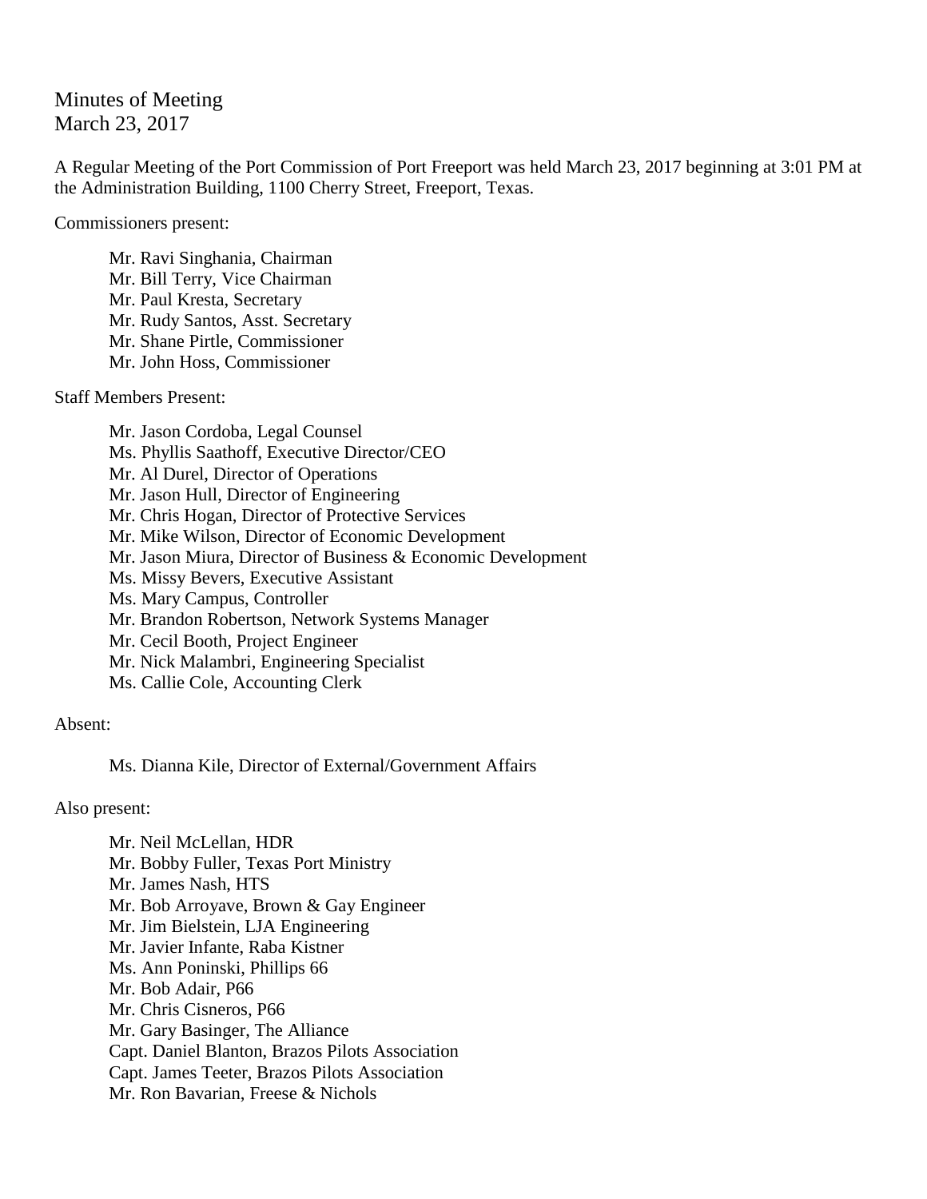# Minutes of Meeting
March 23, 2017

A Regular Meeting of the Port Commission of Port Freeport was held March 23, 2017 beginning at 3:01 PM at the Administration Building, 1100 Cherry Street, Freeport, Texas.

Commissioners present:

Mr. Ravi Singhania, Chairman
Mr. Bill Terry, Vice Chairman
Mr. Paul Kresta, Secretary
Mr. Rudy Santos, Asst. Secretary
Mr. Shane Pirtle, Commissioner
Mr. John Hoss, Commissioner

Staff Members Present:

Mr. Jason Cordoba, Legal Counsel
Ms. Phyllis Saathoff, Executive Director/CEO
Mr. Al Durel, Director of Operations
Mr. Jason Hull, Director of Engineering
Mr. Chris Hogan, Director of Protective Services
Mr. Mike Wilson, Director of Economic Development
Mr. Jason Miura, Director of Business & Economic Development
Ms. Missy Bevers, Executive Assistant
Ms. Mary Campus, Controller
Mr. Brandon Robertson, Network Systems Manager
Mr. Cecil Booth, Project Engineer
Mr. Nick Malambri, Engineering Specialist
Ms. Callie Cole, Accounting Clerk

Absent:

Ms. Dianna Kile, Director of External/Government Affairs

Also present:

Mr. Neil McLellan, HDR
Mr. Bobby Fuller, Texas Port Ministry
Mr. James Nash, HTS
Mr. Bob Arroyave, Brown & Gay Engineer
Mr. Jim Bielstein, LJA Engineering
Mr. Javier Infante, Raba Kistner
Ms. Ann Poninski, Phillips 66
Mr. Bob Adair, P66
Mr. Chris Cisneros, P66
Mr. Gary Basinger, The Alliance
Capt. Daniel Blanton, Brazos Pilots Association
Capt. James Teeter, Brazos Pilots Association
Mr. Ron Bavarian, Freese & Nichols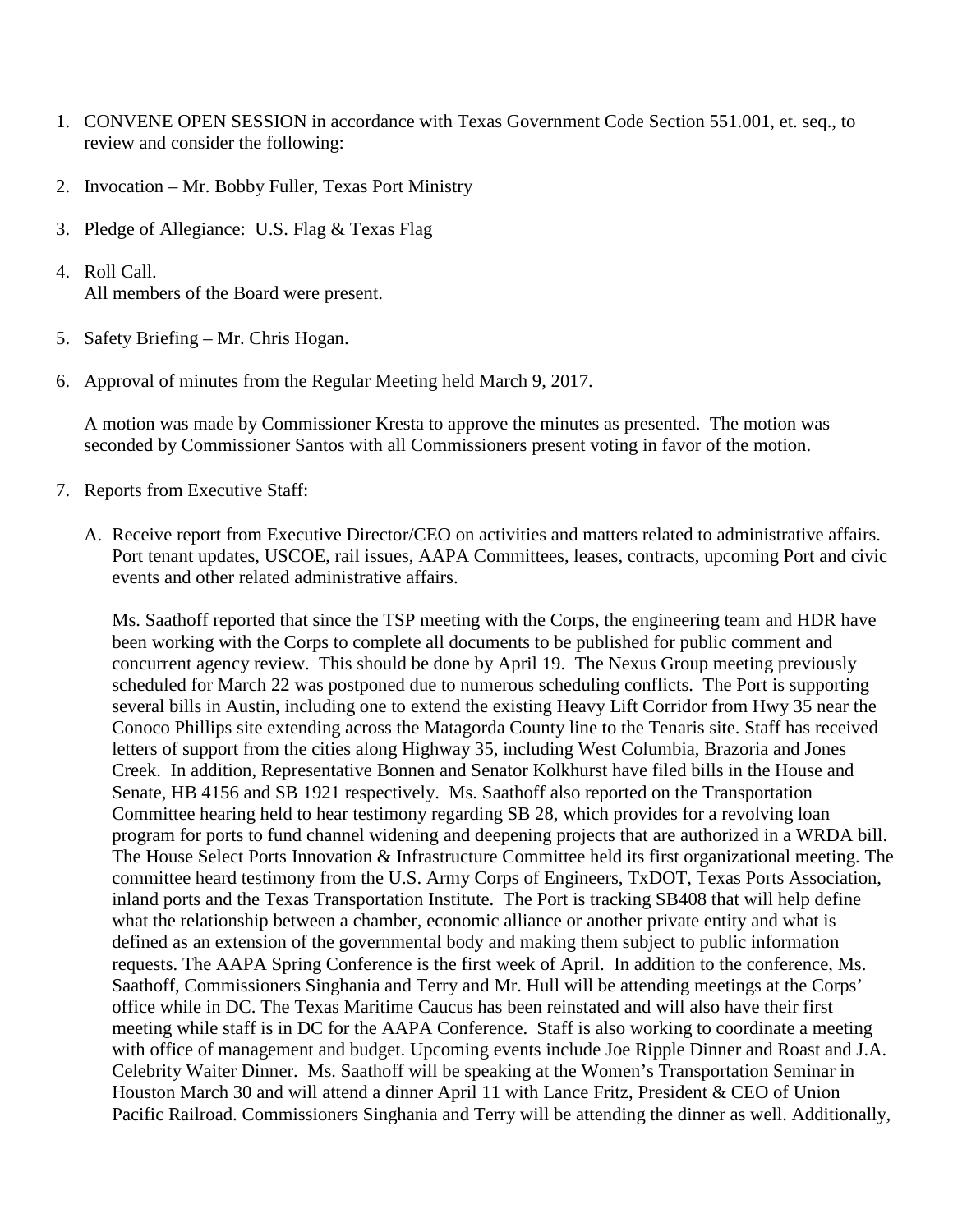1. CONVENE OPEN SESSION in accordance with Texas Government Code Section 551.001, et. seq., to review and consider the following:

2. Invocation – Mr. Bobby Fuller, Texas Port Ministry

3. Pledge of Allegiance: U.S. Flag & Texas Flag

4. Roll Call.
   All members of the Board were present.

5. Safety Briefing – Mr. Chris Hogan.

6. Approval of minutes from the Regular Meeting held March 9, 2017.

   A motion was made by Commissioner Kresta to approve the minutes as presented. The motion was seconded by Commissioner Santos with all Commissioners present voting in favor of the motion.

7. Reports from Executive Staff:

   A. Receive report from Executive Director/CEO on activities and matters related to administrative affairs. Port tenant updates, USCOE, rail issues, AAPA Committees, leases, contracts, upcoming Port and civic events and other related administrative affairs.

   Ms. Saathoff reported that since the TSP meeting with the Corps, the engineering team and HDR have been working with the Corps to complete all documents to be published for public comment and concurrent agency review. This should be done by April 19. The Nexus Group meeting previously scheduled for March 22 was postponed due to numerous scheduling conflicts. The Port is supporting several bills in Austin, including one to extend the existing Heavy Lift Corridor from Hwy 35 near the Conoco Phillips site extending across the Matagorda County line to the Tenaris site. Staff has received letters of support from the cities along Highway 35, including West Columbia, Brazoria and Jones Creek. In addition, Representative Bonnen and Senator Kolkhurst have filed bills in the House and Senate, HB 4156 and SB 1921 respectively. Ms. Saathoff also reported on the Transportation Committee hearing held to hear testimony regarding SB 28, which provides for a revolving loan program for ports to fund channel widening and deepening projects that are authorized in a WRDA bill. The House Select Ports Innovation & Infrastructure Committee held its first organizational meeting. The committee heard testimony from the U.S. Army Corps of Engineers, TxDOT, Texas Ports Association, inland ports and the Texas Transportation Institute. The Port is tracking SB408 that will help define what the relationship between a chamber, economic alliance or another private entity and what is defined as an extension of the governmental body and making them subject to public information requests. The AAPA Spring Conference is the first week of April. In addition to the conference, Ms. Saathoff, Commissioners Singhania and Terry and Mr. Hull will be attending meetings at the Corps' office while in DC. The Texas Maritime Caucus has been reinstated and will also have their first meeting while staff is in DC for the AAPA Conference. Staff is also working to coordinate a meeting with office of management and budget. Upcoming events include Joe Ripple Dinner and Roast and J.A. Celebrity Waiter Dinner. Ms. Saathoff will be speaking at the Women's Transportation Seminar in Houston March 30 and will attend a dinner April 11 with Lance Fritz, President & CEO of Union Pacific Railroad. Commissioners Singhania and Terry will be attending the dinner as well. Additionally,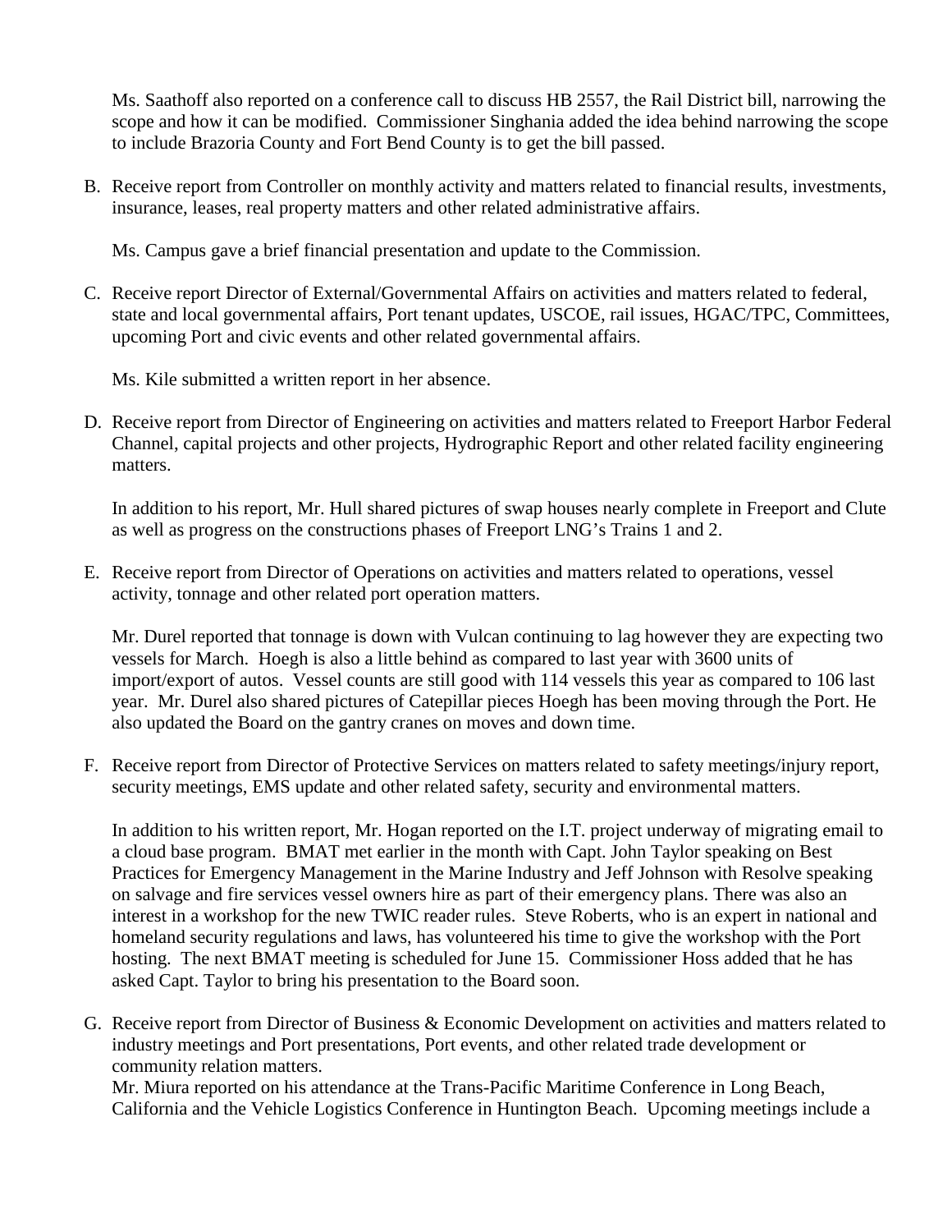Ms. Saathoff also reported on a conference call to discuss HB 2557, the Rail District bill, narrowing the scope and how it can be modified. Commissioner Singhania added the idea behind narrowing the scope to include Brazoria County and Fort Bend County is to get the bill passed.

B. Receive report from Controller on monthly activity and matters related to financial results, investments, insurance, leases, real property matters and other related administrative affairs.

   Ms. Campus gave a brief financial presentation and update to the Commission.

C. Receive report Director of External/Governmental Affairs on activities and matters related to federal, state and local governmental affairs, Port tenant updates, USCOE, rail issues, HGAC/TPC, Committees, upcoming Port and civic events and other related governmental affairs.

   Ms. Kile submitted a written report in her absence.

D. Receive report from Director of Engineering on activities and matters related to Freeport Harbor Federal Channel, capital projects and other projects, Hydrographic Report and other related facility engineering matters.

   In addition to his report, Mr. Hull shared pictures of swap houses nearly complete in Freeport and Clute as well as progress on the constructions phases of Freeport LNG's Trains 1 and 2.

E. Receive report from Director of Operations on activities and matters related to operations, vessel activity, tonnage and other related port operation matters.

   Mr. Durel reported that tonnage is down with Vulcan continuing to lag however they are expecting two vessels for March. Hoegh is also a little behind as compared to last year with 3600 units of import/export of autos. Vessel counts are still good with 114 vessels this year as compared to 106 last year. Mr. Durel also shared pictures of Catepillar pieces Hoegh has been moving through the Port. He also updated the Board on the gantry cranes on moves and down time.

F. Receive report from Director of Protective Services on matters related to safety meetings/injury report, security meetings, EMS update and other related safety, security and environmental matters.

   In addition to his written report, Mr. Hogan reported on the I.T. project underway of migrating email to a cloud base program. BMAT met earlier in the month with Capt. John Taylor speaking on Best Practices for Emergency Management in the Marine Industry and Jeff Johnson with Resolve speaking on salvage and fire services vessel owners hire as part of their emergency plans. There was also an interest in a workshop for the new TWIC reader rules. Steve Roberts, who is an expert in national and homeland security regulations and laws, has volunteered his time to give the workshop with the Port hosting. The next BMAT meeting is scheduled for June 15. Commissioner Hoss added that he has asked Capt. Taylor to bring his presentation to the Board soon.

G. Receive report from Director of Business & Economic Development on activities and matters related to industry meetings and Port presentations, Port events, and other related trade development or community relation matters.
   Mr. Miura reported on his attendance at the Trans-Pacific Maritime Conference in Long Beach, California and the Vehicle Logistics Conference in Huntington Beach. Upcoming meetings include a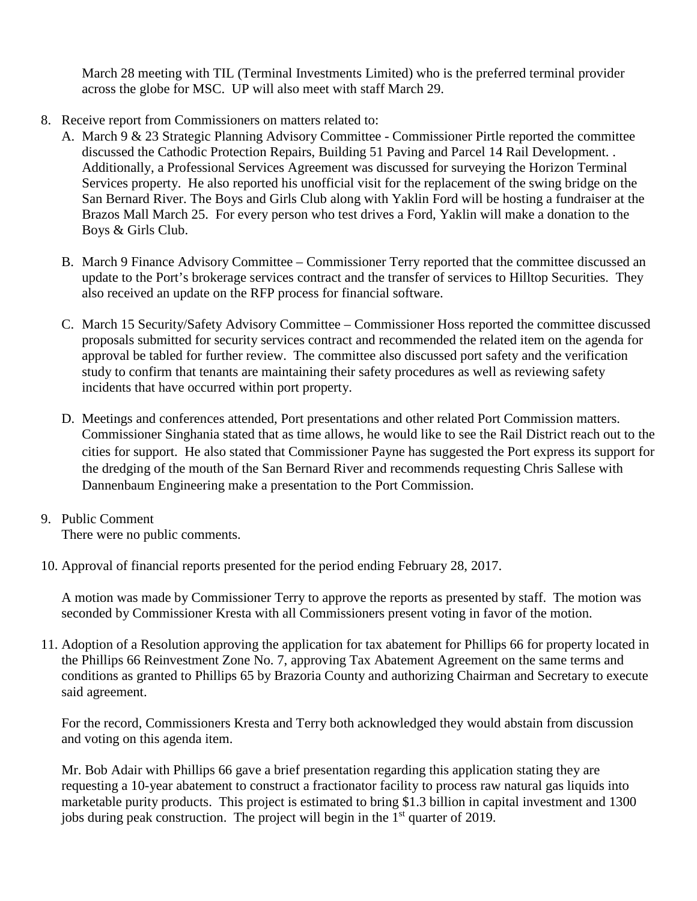March 28 meeting with TIL (Terminal Investments Limited) who is the preferred terminal provider across the globe for MSC. UP will also meet with staff March 29.

8. Receive report from Commissioners on matters related to:
   A. March 9 & 23 Strategic Planning Advisory Committee - Commissioner Pirtle reported the committee discussed the Cathodic Protection Repairs, Building 51 Paving and Parcel 14 Rail Development. . Additionally, a Professional Services Agreement was discussed for surveying the Horizon Terminal Services property. He also reported his unofficial visit for the replacement of the swing bridge on the San Bernard River. The Boys and Girls Club along with Yaklin Ford will be hosting a fundraiser at the Brazos Mall March 25. For every person who test drives a Ford, Yaklin will make a donation to the Boys & Girls Club.

   B. March 9 Finance Advisory Committee – Commissioner Terry reported that the committee discussed an update to the Port's brokerage services contract and the transfer of services to Hilltop Securities. They also received an update on the RFP process for financial software.

   C. March 15 Security/Safety Advisory Committee – Commissioner Hoss reported the committee discussed proposals submitted for security services contract and recommended the related item on the agenda for approval be tabled for further review. The committee also discussed port safety and the verification study to confirm that tenants are maintaining their safety procedures as well as reviewing safety incidents that have occurred within port property.

   D. Meetings and conferences attended, Port presentations and other related Port Commission matters. Commissioner Singhania stated that as time allows, he would like to see the Rail District reach out to the cities for support. He also stated that Commissioner Payne has suggested the Port express its support for the dredging of the mouth of the San Bernard River and recommends requesting Chris Sallese with Dannenbaum Engineering make a presentation to the Port Commission.

9. Public Comment
   There were no public comments.

10. Approval of financial reports presented for the period ending February 28, 2017.

    A motion was made by Commissioner Terry to approve the reports as presented by staff. The motion was seconded by Commissioner Kresta with all Commissioners present voting in favor of the motion.

11. Adoption of a Resolution approving the application for tax abatement for Phillips 66 for property located in the Phillips 66 Reinvestment Zone No. 7, approving Tax Abatement Agreement on the same terms and conditions as granted to Phillips 65 by Brazoria County and authorizing Chairman and Secretary to execute said agreement.

    For the record, Commissioners Kresta and Terry both acknowledged they would abstain from discussion and voting on this agenda item.

    Mr. Bob Adair with Phillips 66 gave a brief presentation regarding this application stating they are requesting a 10-year abatement to construct a fractionator facility to process raw natural gas liquids into marketable purity products. This project is estimated to bring $1.3 billion in capital investment and 1300 jobs during peak construction. The project will begin in the 1st quarter of 2019.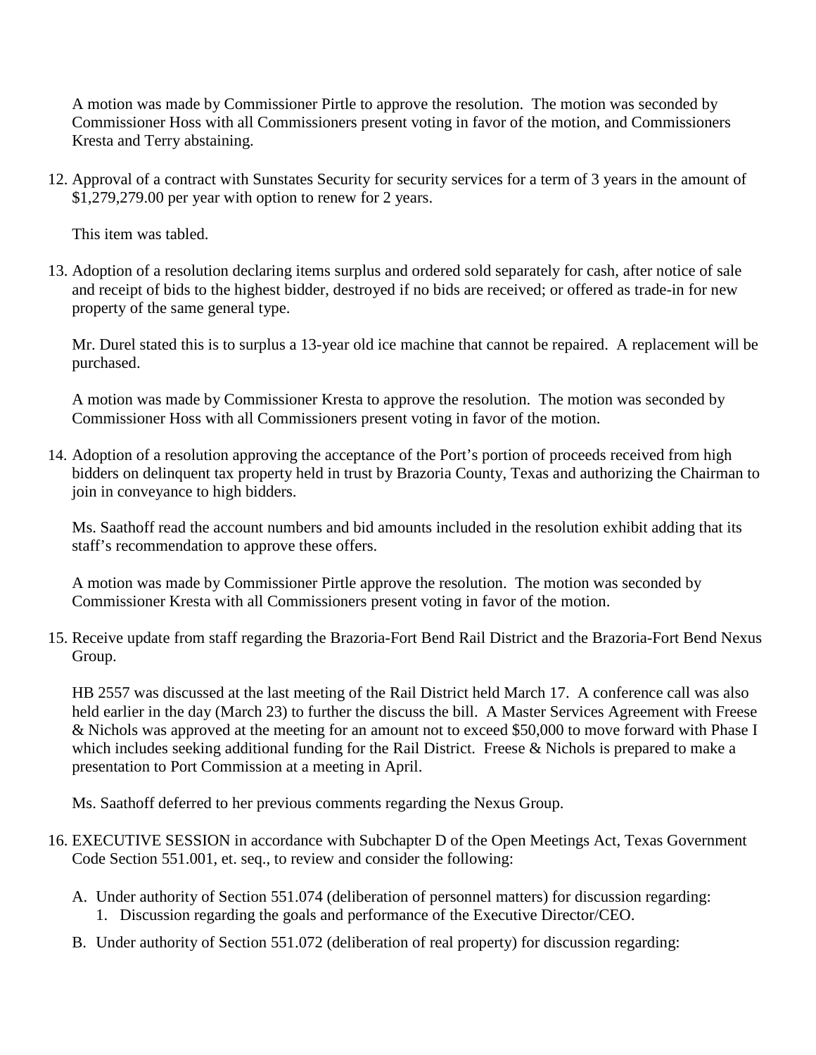A motion was made by Commissioner Pirtle to approve the resolution. The motion was seconded by Commissioner Hoss with all Commissioners present voting in favor of the motion, and Commissioners Kresta and Terry abstaining.

12. Approval of a contract with Sunstates Security for security services for a term of 3 years in the amount of $1,279,279.00 per year with option to renew for 2 years.

    This item was tabled.

13. Adoption of a resolution declaring items surplus and ordered sold separately for cash, after notice of sale and receipt of bids to the highest bidder, destroyed if no bids are received; or offered as trade-in for new property of the same general type.

    Mr. Durel stated this is to surplus a 13-year old ice machine that cannot be repaired. A replacement will be purchased.

    A motion was made by Commissioner Kresta to approve the resolution. The motion was seconded by Commissioner Hoss with all Commissioners present voting in favor of the motion.

14. Adoption of a resolution approving the acceptance of the Port's portion of proceeds received from high bidders on delinquent tax property held in trust by Brazoria County, Texas and authorizing the Chairman to join in conveyance to high bidders.

    Ms. Saathoff read the account numbers and bid amounts included in the resolution exhibit adding that its staff's recommendation to approve these offers.

    A motion was made by Commissioner Pirtle approve the resolution. The motion was seconded by Commissioner Kresta with all Commissioners present voting in favor of the motion.

15. Receive update from staff regarding the Brazoria-Fort Bend Rail District and the Brazoria-Fort Bend Nexus Group.

    HB 2557 was discussed at the last meeting of the Rail District held March 17. A conference call was also held earlier in the day (March 23) to further the discuss the bill. A Master Services Agreement with Freese & Nichols was approved at the meeting for an amount not to exceed $50,000 to move forward with Phase I which includes seeking additional funding for the Rail District. Freese & Nichols is prepared to make a presentation to Port Commission at a meeting in April.

    Ms. Saathoff deferred to her previous comments regarding the Nexus Group.

16. EXECUTIVE SESSION in accordance with Subchapter D of the Open Meetings Act, Texas Government Code Section 551.001, et. seq., to review and consider the following:

    A. Under authority of Section 551.074 (deliberation of personnel matters) for discussion regarding:
        1. Discussion regarding the goals and performance of the Executive Director/CEO.

    B. Under authority of Section 551.072 (deliberation of real property) for discussion regarding: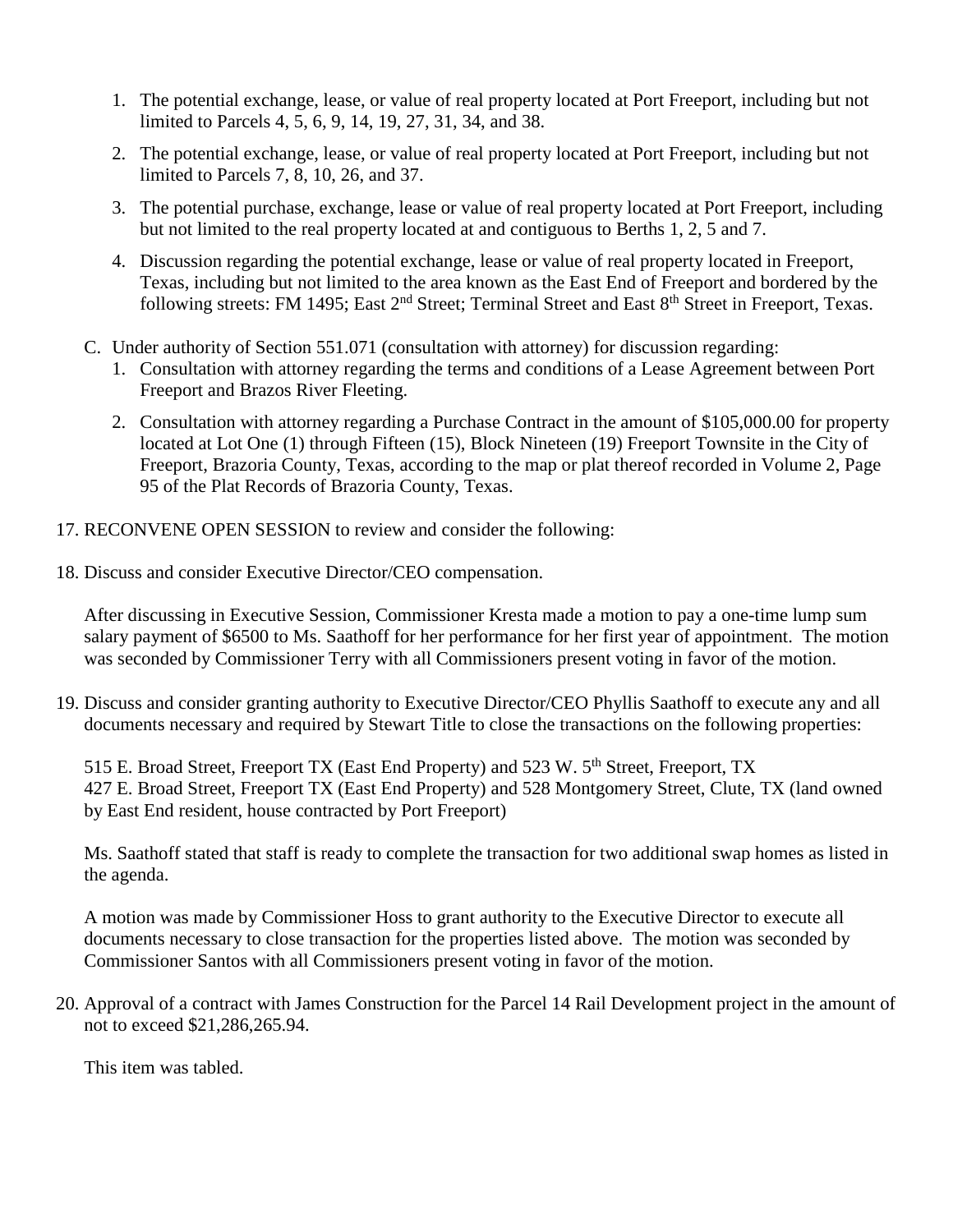1. The potential exchange, lease, or value of real property located at Port Freeport, including but not limited to Parcels 4, 5, 6, 9, 14, 19, 27, 31, 34, and 38.
2. The potential exchange, lease, or value of real property located at Port Freeport, including but not limited to Parcels 7, 8, 10, 26, and 37.
3. The potential purchase, exchange, lease or value of real property located at Port Freeport, including but not limited to the real property located at and contiguous to Berths 1, 2, 5 and 7.
4. Discussion regarding the potential exchange, lease or value of real property located in Freeport, Texas, including but not limited to the area known as the East End of Freeport and bordered by the following streets: FM 1495; East 2nd Street; Terminal Street and East 8th Street in Freeport, Texas.

C. Under authority of Section 551.071 (consultation with attorney) for discussion regarding:
   1. Consultation with attorney regarding the terms and conditions of a Lease Agreement between Port Freeport and Brazos River Fleeting.
   2. Consultation with attorney regarding a Purchase Contract in the amount of $105,000.00 for property located at Lot One (1) through Fifteen (15), Block Nineteen (19) Freeport Townsite in the City of Freeport, Brazoria County, Texas, according to the map or plat thereof recorded in Volume 2, Page 95 of the Plat Records of Brazoria County, Texas.

17. RECONVENE OPEN SESSION to review and consider the following:

18. Discuss and consider Executive Director/CEO compensation.

    After discussing in Executive Session, Commissioner Kresta made a motion to pay a one-time lump sum salary payment of $6500 to Ms. Saathoff for her performance for her first year of appointment. The motion was seconded by Commissioner Terry with all Commissioners present voting in favor of the motion.

19. Discuss and consider granting authority to Executive Director/CEO Phyllis Saathoff to execute any and all documents necessary and required by Stewart Title to close the transactions on the following properties:

    515 E. Broad Street, Freeport TX (East End Property) and 523 W. 5th Street, Freeport, TX
    427 E. Broad Street, Freeport TX (East End Property) and 528 Montgomery Street, Clute, TX (land owned by East End resident, house contracted by Port Freeport)

    Ms. Saathoff stated that staff is ready to complete the transaction for two additional swap homes as listed in the agenda.

    A motion was made by Commissioner Hoss to grant authority to the Executive Director to execute all documents necessary to close transaction for the properties listed above. The motion was seconded by Commissioner Santos with all Commissioners present voting in favor of the motion.

20. Approval of a contract with James Construction for the Parcel 14 Rail Development project in the amount of not to exceed $21,286,265.94.

    This item was tabled.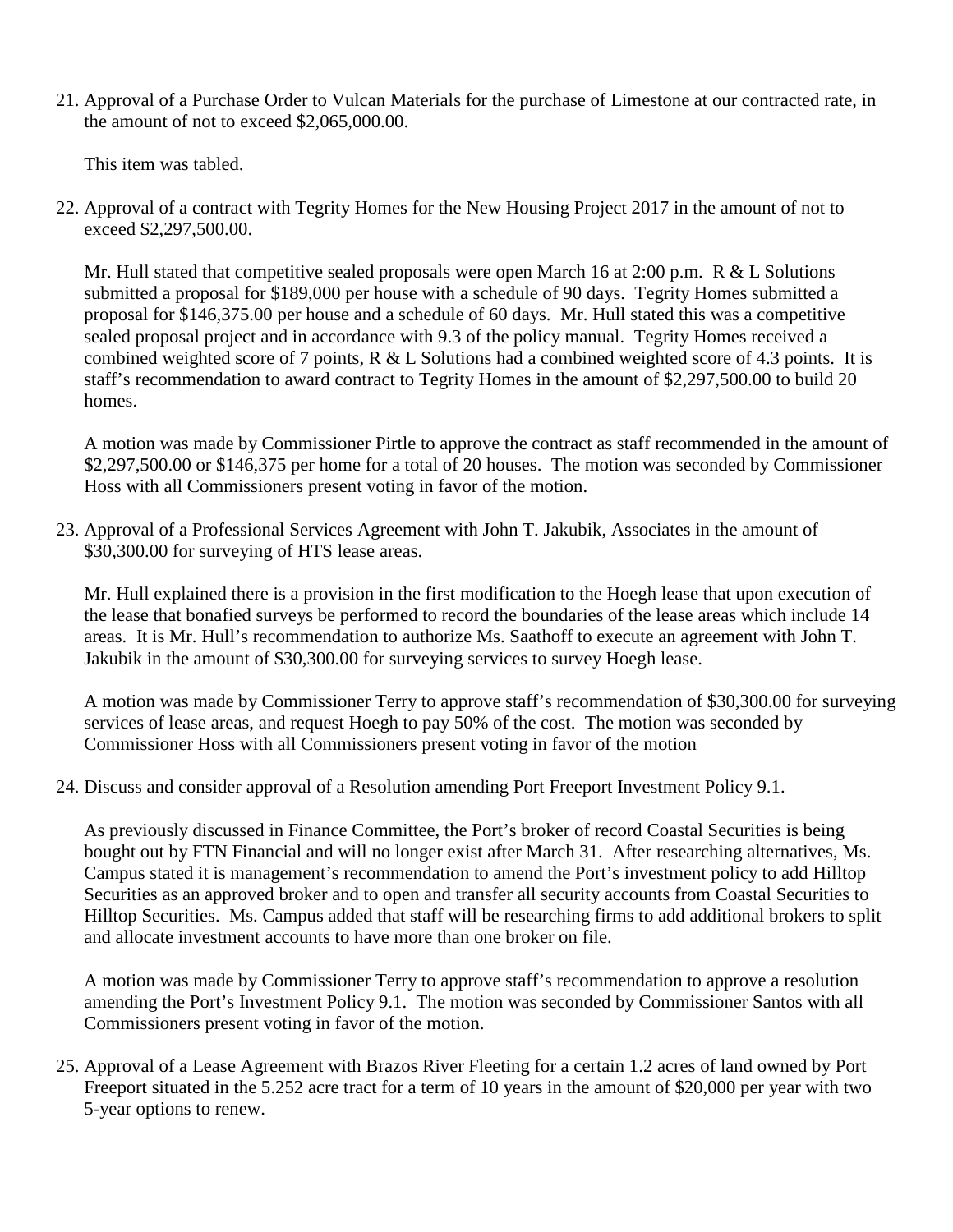21. Approval of a Purchase Order to Vulcan Materials for the purchase of Limestone at our contracted rate, in the amount of not to exceed $2,065,000.00.

    This item was tabled.

22. Approval of a contract with Tegrity Homes for the New Housing Project 2017 in the amount of not to exceed $2,297,500.00.

    Mr. Hull stated that competitive sealed proposals were open March 16 at 2:00 p.m. R & L Solutions submitted a proposal for $189,000 per house with a schedule of 90 days. Tegrity Homes submitted a proposal for $146,375.00 per house and a schedule of 60 days. Mr. Hull stated this was a competitive sealed proposal project and in accordance with 9.3 of the policy manual. Tegrity Homes received a combined weighted score of 7 points, R & L Solutions had a combined weighted score of 4.3 points. It is staff's recommendation to award contract to Tegrity Homes in the amount of $2,297,500.00 to build 20 homes.

    A motion was made by Commissioner Pirtle to approve the contract as staff recommended in the amount of $2,297,500.00 or $146,375 per home for a total of 20 houses. The motion was seconded by Commissioner Hoss with all Commissioners present voting in favor of the motion.

23. Approval of a Professional Services Agreement with John T. Jakubik, Associates in the amount of $30,300.00 for surveying of HTS lease areas.

    Mr. Hull explained there is a provision in the first modification to the Hoegh lease that upon execution of the lease that bonafied surveys be performed to record the boundaries of the lease areas which include 14 areas. It is Mr. Hull's recommendation to authorize Ms. Saathoff to execute an agreement with John T. Jakubik in the amount of $30,300.00 for surveying services to survey Hoegh lease.

    A motion was made by Commissioner Terry to approve staff's recommendation of $30,300.00 for surveying services of lease areas, and request Hoegh to pay 50% of the cost. The motion was seconded by Commissioner Hoss with all Commissioners present voting in favor of the motion

24. Discuss and consider approval of a Resolution amending Port Freeport Investment Policy 9.1.

    As previously discussed in Finance Committee, the Port's broker of record Coastal Securities is being bought out by FTN Financial and will no longer exist after March 31. After researching alternatives, Ms. Campus stated it is management's recommendation to amend the Port's investment policy to add Hilltop Securities as an approved broker and to open and transfer all security accounts from Coastal Securities to Hilltop Securities. Ms. Campus added that staff will be researching firms to add additional brokers to split and allocate investment accounts to have more than one broker on file.

    A motion was made by Commissioner Terry to approve staff's recommendation to approve a resolution amending the Port's Investment Policy 9.1. The motion was seconded by Commissioner Santos with all Commissioners present voting in favor of the motion.

25. Approval of a Lease Agreement with Brazos River Fleeting for a certain 1.2 acres of land owned by Port Freeport situated in the 5.252 acre tract for a term of 10 years in the amount of $20,000 per year with two 5-year options to renew.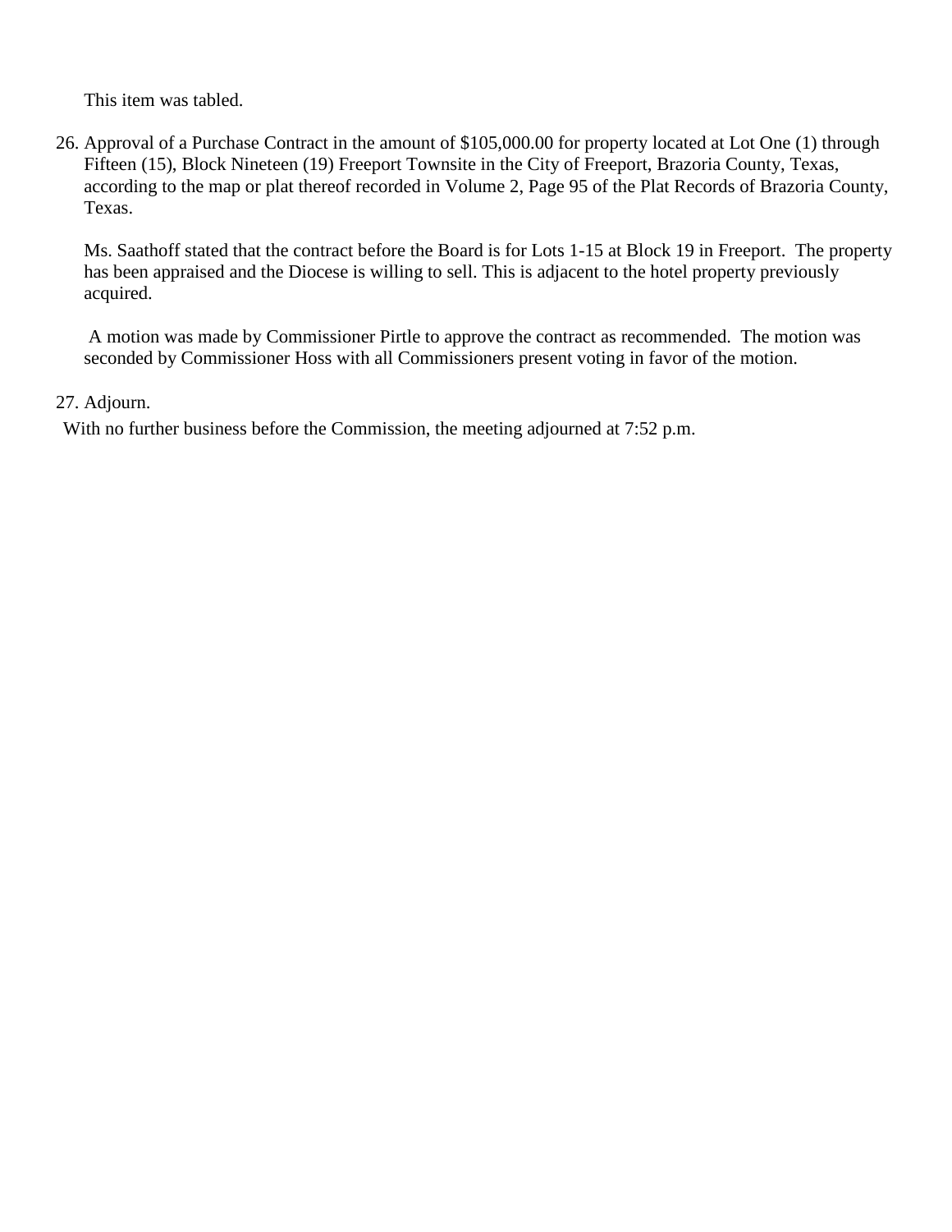This item was tabled.

26. Approval of a Purchase Contract in the amount of $105,000.00 for property located at Lot One (1) through Fifteen (15), Block Nineteen (19) Freeport Townsite in the City of Freeport, Brazoria County, Texas, according to the map or plat thereof recorded in Volume 2, Page 95 of the Plat Records of Brazoria County, Texas.

    Ms. Saathoff stated that the contract before the Board is for Lots 1-15 at Block 19 in Freeport. The property has been appraised and the Diocese is willing to sell. This is adjacent to the hotel property previously acquired.

    A motion was made by Commissioner Pirtle to approve the contract as recommended. The motion was seconded by Commissioner Hoss with all Commissioners present voting in favor of the motion.

27. Adjourn.

With no further business before the Commission, the meeting adjourned at 7:52 p.m.